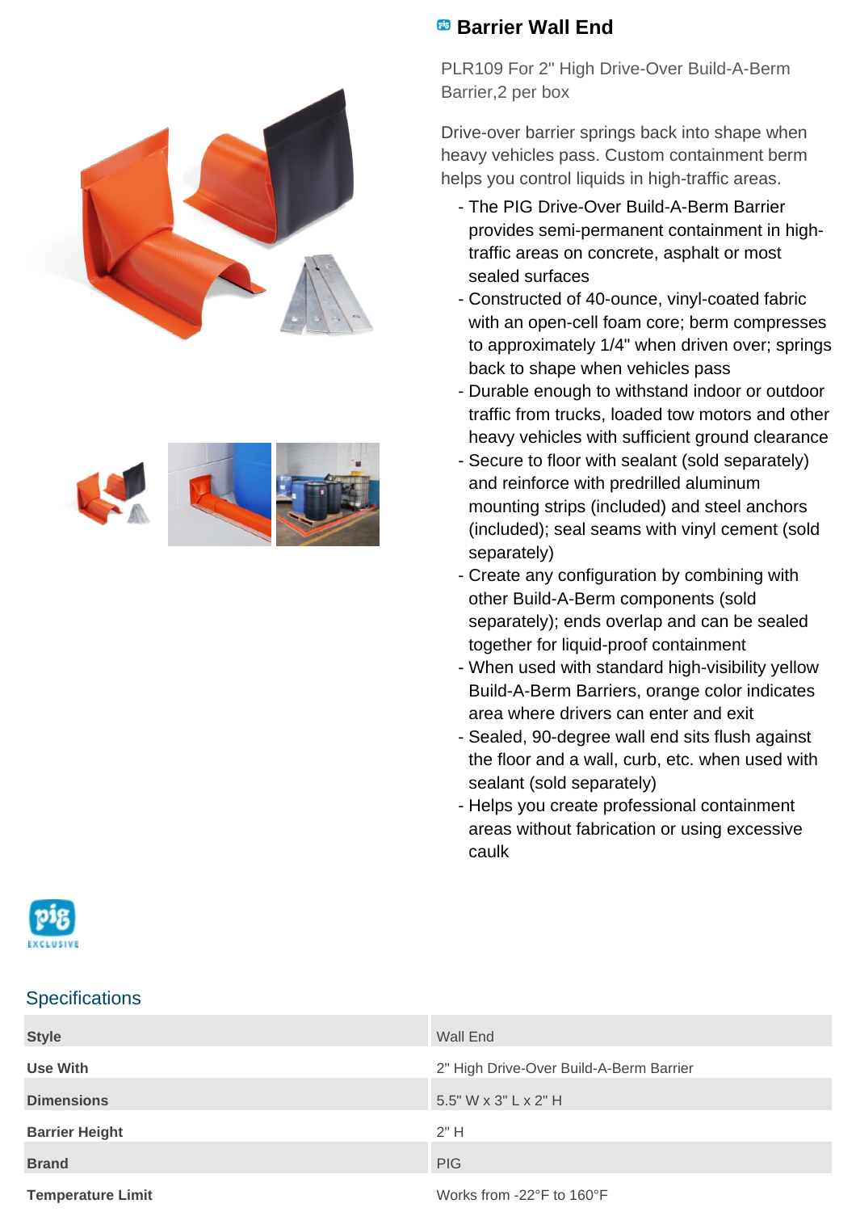# Barrier Wall End

PLR109 For 2" High Drive-Over Build-A-Berm Barrier,2 per box

Drive-over barrier springs back into shape when heavy vehicles pass. Custom containment berm helps you control liquids in high-traffic areas.

- The PIG Drive-Over Build-A-Berm Barrier provides semi-permanent containment in high-traffic areas on concrete, asphalt or most sealed surfaces
- Constructed of 40-ounce, vinyl-coated fabric with an open-cell foam core; berm compresses to approximately 1/4" when driven over; springs back to shape when vehicles pass
- Durable enough to withstand indoor or outdoor traffic from trucks, loaded tow motors and other heavy vehicles with sufficient ground clearance
- Secure to floor with sealant (sold separately) and reinforce with predrilled aluminum mounting strips (included) and steel anchors (included); seal seams with vinyl cement (sold separately)
- Create any configuration by combining with other Build-A-Berm components (sold separately); ends overlap and can be sealed together for liquid-proof containment
- When used with standard high-visibility yellow Build-A-Berm Barriers, orange color indicates area where drivers can enter and exit
- Sealed, 90-degree wall end sits flush against the floor and a wall, curb, etc. when used with sealant (sold separately)
- Helps you create professional containment areas without fabrication or using excessive caulk

## Specifications

| Style | Wall End |
| --- | --- |
| Use With | 2" High Drive-Over Build-A-Berm Barrier |
| Dimensions | 5.5" W x 3" L x 2" H |
| Barrier Height | 2" H |
| Brand | PIG |
| Temperature Limit | Works from -22°F to 160°F |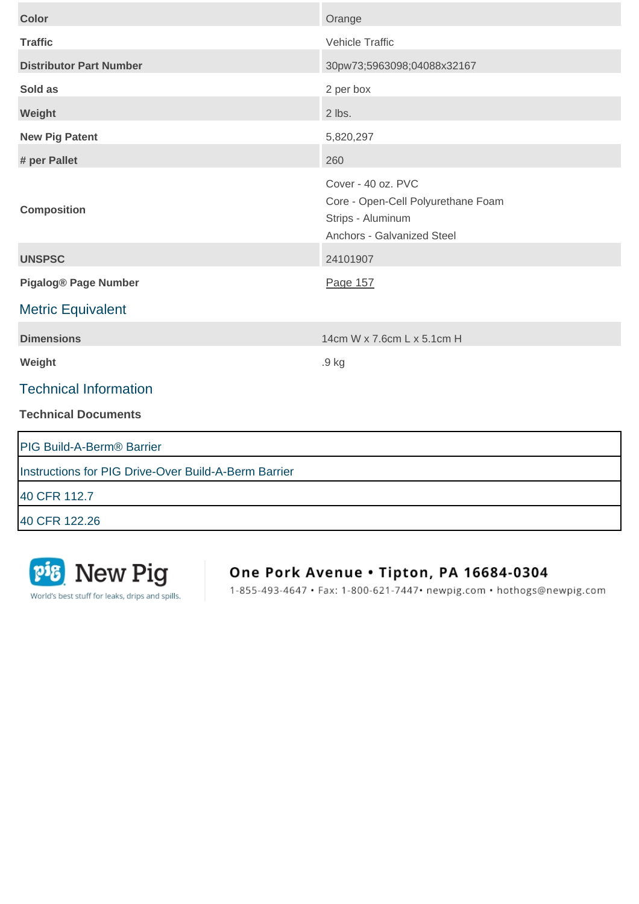| | |
|---|---|
| **Color** | Orange |
| **Traffic** | Vehicle Traffic |
| **Distributor Part Number** | 30pw73;5963098;04088x32167 |
| **Sold as** | 2 per box |
| **Weight** | 2 lbs. |
| **New Pig Patent** | 5,820,297 |
| **# per Pallet** | 260 |
| **Composition** | Cover - 40 oz. PVC<br>Core - Open-Cell Polyurethane Foam<br>Strips - Aluminum<br>Anchors - Galvanized Steel |
| **UNSPSC** | 24101907 |
| **Pigalog® Page Number** | Page 157 |

## Metric Equivalent

| | |
|---|---|
| **Dimensions** | 14cm W x 7.6cm L x 5.1cm H |
| **Weight** | .9 kg |

## Technical Information

**Technical Documents**

| |
|---|
| PIG Build-A-Berm® Barrier |
| Instructions for PIG Drive-Over Build-A-Berm Barrier |
| 40 CFR 112.7 |
| 40 CFR 122.26 |

New Pig
World's best stuff for leaks, drips and spills.

**One Pork Avenue • Tipton, PA 16684-0304**
1-855-493-4647 • Fax: 1-800-621-7447• newpig.com • hothogs@newpig.com